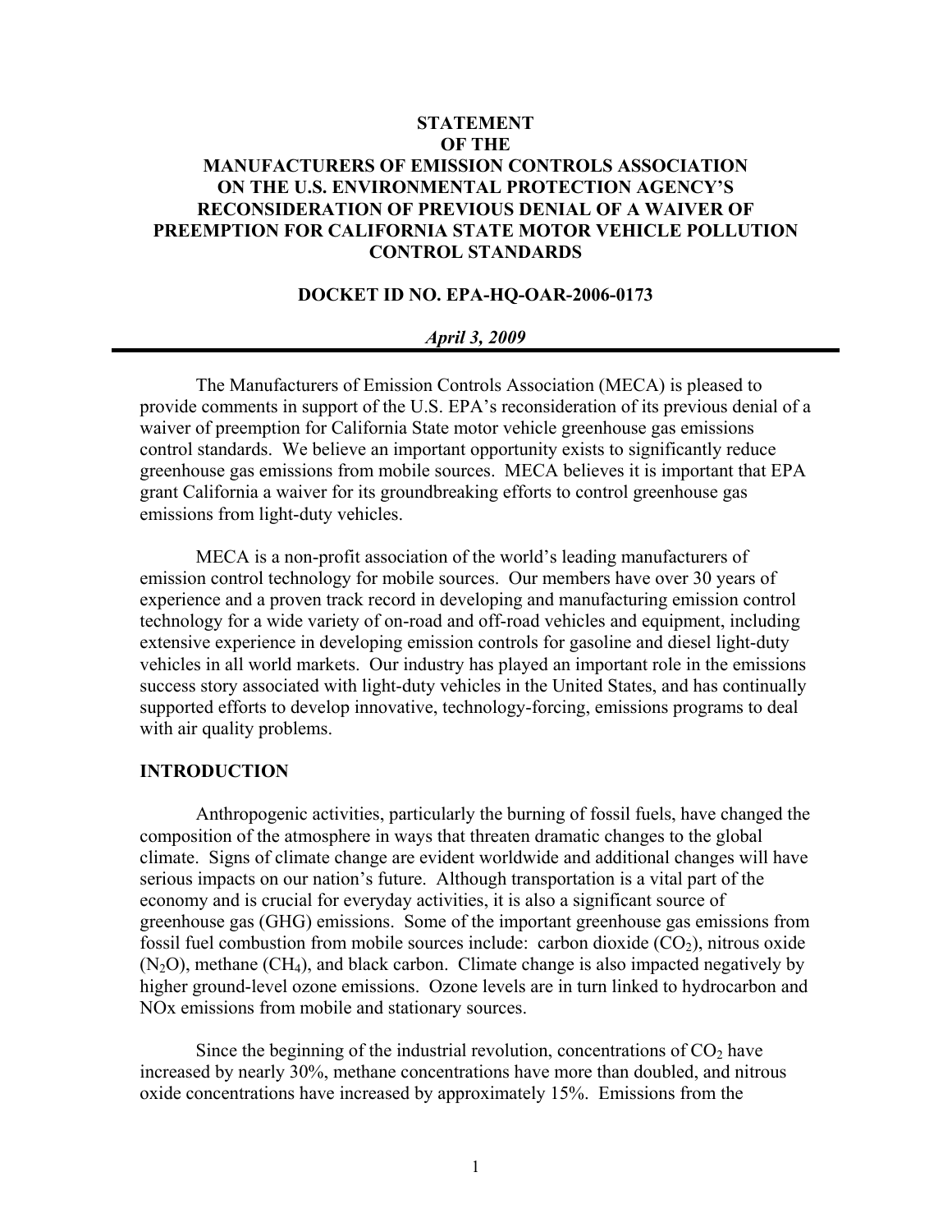# STATEMENT OF THE MANUFACTURERS OF EMISSION CONTROLS ASSOCIATION ON THE U.S. ENVIRONMENTAL PROTECTION AGENCY'S RECONSIDERATION OF PREVIOUS DENIAL OF A WAIVER OF PREEMPTION FOR CALIFORNIA STATE MOTOR VEHICLE POLLUTION CONTROL STANDARDS

**DOCKET ID NO. EPA-HQ-OAR-2006-0173**

***April 3, 2009***

---

The Manufacturers of Emission Controls Association (MECA) is pleased to provide comments in support of the U.S. EPA's reconsideration of its previous denial of a waiver of preemption for California State motor vehicle greenhouse gas emissions control standards. We believe an important opportunity exists to significantly reduce greenhouse gas emissions from mobile sources. MECA believes it is important that EPA grant California a waiver for its groundbreaking efforts to control greenhouse gas emissions from light-duty vehicles.

MECA is a non-profit association of the world's leading manufacturers of emission control technology for mobile sources. Our members have over 30 years of experience and a proven track record in developing and manufacturing emission control technology for a wide variety of on-road and off-road vehicles and equipment, including extensive experience in developing emission controls for gasoline and diesel light-duty vehicles in all world markets. Our industry has played an important role in the emissions success story associated with light-duty vehicles in the United States, and has continually supported efforts to develop innovative, technology-forcing, emissions programs to deal with air quality problems.

## INTRODUCTION

Anthropogenic activities, particularly the burning of fossil fuels, have changed the composition of the atmosphere in ways that threaten dramatic changes to the global climate. Signs of climate change are evident worldwide and additional changes will have serious impacts on our nation's future. Although transportation is a vital part of the economy and is crucial for everyday activities, it is also a significant source of greenhouse gas (GHG) emissions. Some of the important greenhouse gas emissions from fossil fuel combustion from mobile sources include: carbon dioxide ($CO_2$), nitrous oxide ($N_2O$), methane ($CH_4$), and black carbon. Climate change is also impacted negatively by higher ground-level ozone emissions. Ozone levels are in turn linked to hydrocarbon and NOx emissions from mobile and stationary sources.

Since the beginning of the industrial revolution, concentrations of $CO_2$ have increased by nearly 30%, methane concentrations have more than doubled, and nitrous oxide concentrations have increased by approximately 15%. Emissions from the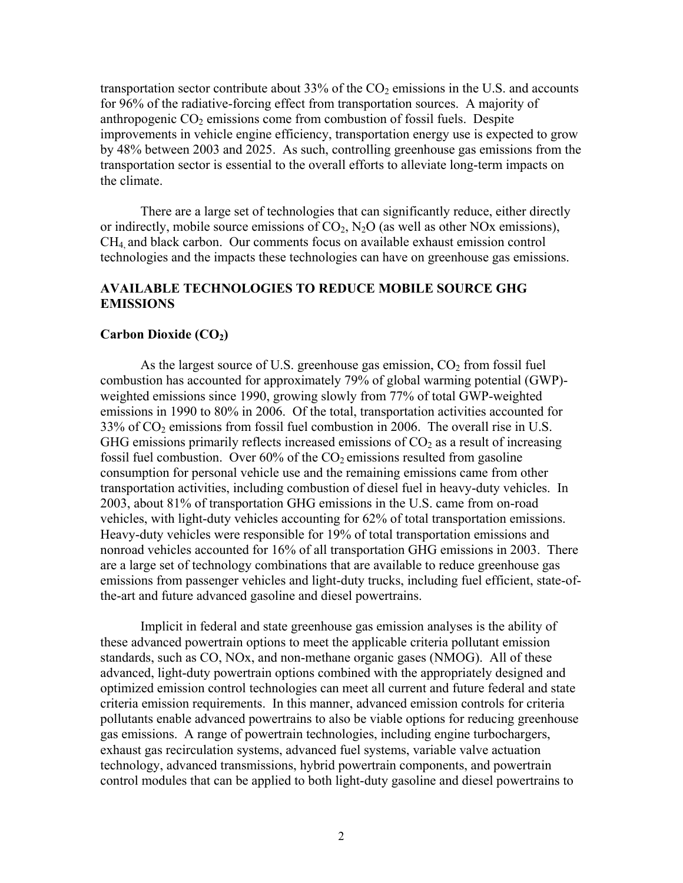transportation sector contribute about 33% of the $CO_2$ emissions in the U.S. and accounts for 96% of the radiative-forcing effect from transportation sources. A majority of anthropogenic $CO_2$ emissions come from combustion of fossil fuels. Despite improvements in vehicle engine efficiency, transportation energy use is expected to grow by 48% between 2003 and 2025. As such, controlling greenhouse gas emissions from the transportation sector is essential to the overall efforts to alleviate long-term impacts on the climate.

There are a large set of technologies that can significantly reduce, either directly or indirectly, mobile source emissions of $CO_2$, $N_2O$ (as well as other NOx emissions), $CH_4$, and black carbon. Our comments focus on available exhaust emission control technologies and the impacts these technologies can have on greenhouse gas emissions.

## AVAILABLE TECHNOLOGIES TO REDUCE MOBILE SOURCE GHG EMISSIONS

### Carbon Dioxide ($CO_2$)

As the largest source of U.S. greenhouse gas emission, $CO_2$ from fossil fuel combustion has accounted for approximately 79% of global warming potential (GWP)-weighted emissions since 1990, growing slowly from 77% of total GWP-weighted emissions in 1990 to 80% in 2006. Of the total, transportation activities accounted for 33% of $CO_2$ emissions from fossil fuel combustion in 2006. The overall rise in U.S. GHG emissions primarily reflects increased emissions of $CO_2$ as a result of increasing fossil fuel combustion. Over 60% of the $CO_2$ emissions resulted from gasoline consumption for personal vehicle use and the remaining emissions came from other transportation activities, including combustion of diesel fuel in heavy-duty vehicles. In 2003, about 81% of transportation GHG emissions in the U.S. came from on-road vehicles, with light-duty vehicles accounting for 62% of total transportation emissions. Heavy-duty vehicles were responsible for 19% of total transportation emissions and nonroad vehicles accounted for 16% of all transportation GHG emissions in 2003. There are a large set of technology combinations that are available to reduce greenhouse gas emissions from passenger vehicles and light-duty trucks, including fuel efficient, state-of-the-art and future advanced gasoline and diesel powertrains.

Implicit in federal and state greenhouse gas emission analyses is the ability of these advanced powertrain options to meet the applicable criteria pollutant emission standards, such as CO, NOx, and non-methane organic gases (NMOG). All of these advanced, light-duty powertrain options combined with the appropriately designed and optimized emission control technologies can meet all current and future federal and state criteria emission requirements. In this manner, advanced emission controls for criteria pollutants enable advanced powertrains to also be viable options for reducing greenhouse gas emissions. A range of powertrain technologies, including engine turbochargers, exhaust gas recirculation systems, advanced fuel systems, variable valve actuation technology, advanced transmissions, hybrid powertrain components, and powertrain control modules that can be applied to both light-duty gasoline and diesel powertrains to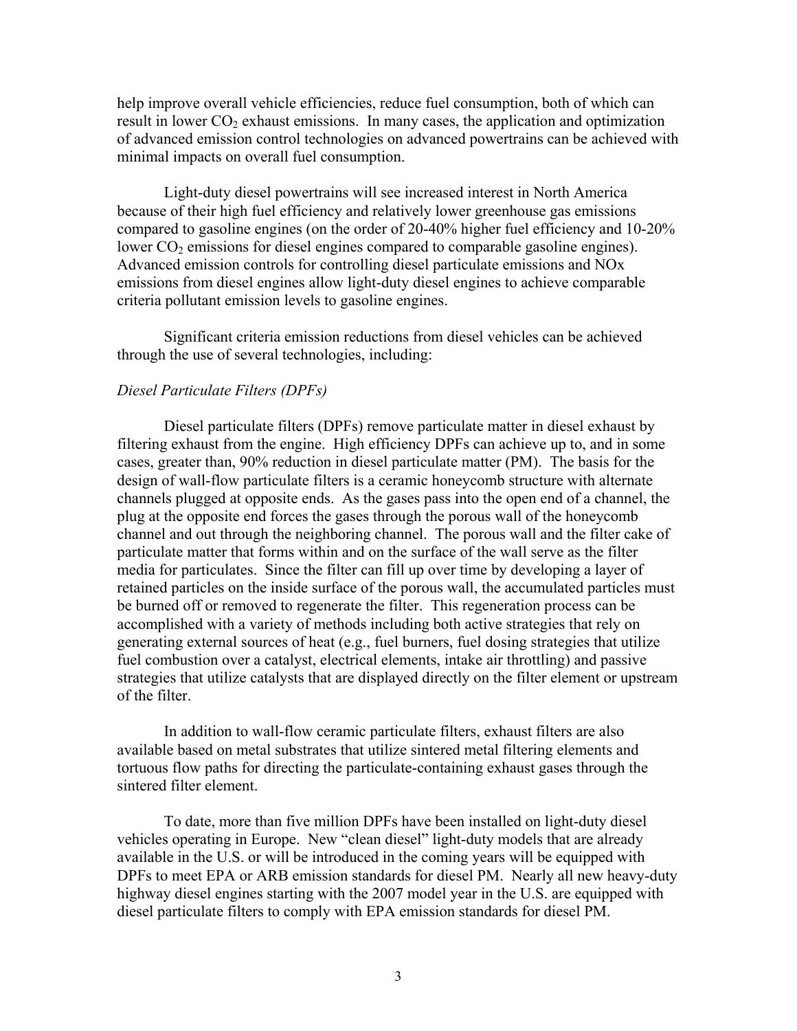help improve overall vehicle efficiencies, reduce fuel consumption, both of which can result in lower $CO_2$ exhaust emissions. In many cases, the application and optimization of advanced emission control technologies on advanced powertrains can be achieved with minimal impacts on overall fuel consumption.

Light-duty diesel powertrains will see increased interest in North America because of their high fuel efficiency and relatively lower greenhouse gas emissions compared to gasoline engines (on the order of 20-40% higher fuel efficiency and 10-20% lower $CO_2$ emissions for diesel engines compared to comparable gasoline engines). Advanced emission controls for controlling diesel particulate emissions and NOx emissions from diesel engines allow light-duty diesel engines to achieve comparable criteria pollutant emission levels to gasoline engines.

Significant criteria emission reductions from diesel vehicles can be achieved through the use of several technologies, including:

*Diesel Particulate Filters (DPFs)*

Diesel particulate filters (DPFs) remove particulate matter in diesel exhaust by filtering exhaust from the engine. High efficiency DPFs can achieve up to, and in some cases, greater than, 90% reduction in diesel particulate matter (PM). The basis for the design of wall-flow particulate filters is a ceramic honeycomb structure with alternate channels plugged at opposite ends. As the gases pass into the open end of a channel, the plug at the opposite end forces the gases through the porous wall of the honeycomb channel and out through the neighboring channel. The porous wall and the filter cake of particulate matter that forms within and on the surface of the wall serve as the filter media for particulates. Since the filter can fill up over time by developing a layer of retained particles on the inside surface of the porous wall, the accumulated particles must be burned off or removed to regenerate the filter. This regeneration process can be accomplished with a variety of methods including both active strategies that rely on generating external sources of heat (e.g., fuel burners, fuel dosing strategies that utilize fuel combustion over a catalyst, electrical elements, intake air throttling) and passive strategies that utilize catalysts that are displayed directly on the filter element or upstream of the filter.

In addition to wall-flow ceramic particulate filters, exhaust filters are also available based on metal substrates that utilize sintered metal filtering elements and tortuous flow paths for directing the particulate-containing exhaust gases through the sintered filter element.

To date, more than five million DPFs have been installed on light-duty diesel vehicles operating in Europe. New "clean diesel" light-duty models that are already available in the U.S. or will be introduced in the coming years will be equipped with DPFs to meet EPA or ARB emission standards for diesel PM. Nearly all new heavy-duty highway diesel engines starting with the 2007 model year in the U.S. are equipped with diesel particulate filters to comply with EPA emission standards for diesel PM.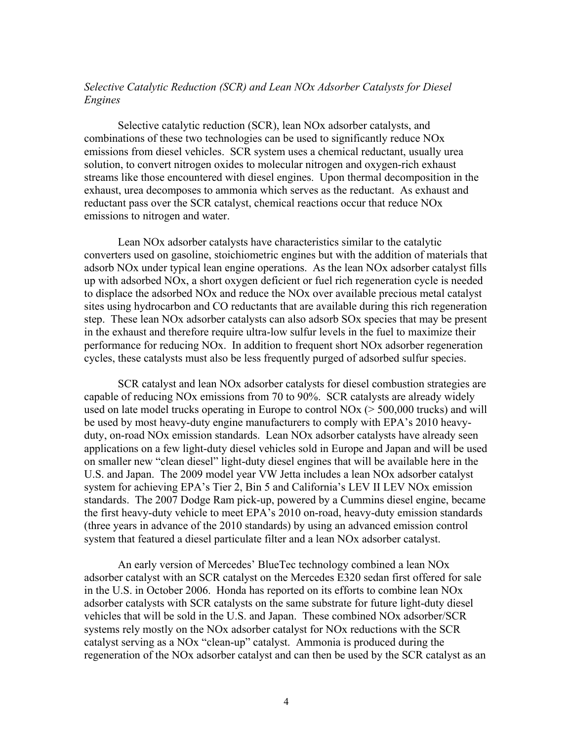*Selective Catalytic Reduction (SCR) and Lean NOx Adsorber Catalysts for Diesel Engines*

Selective catalytic reduction (SCR), lean NOx adsorber catalysts, and combinations of these two technologies can be used to significantly reduce NOx emissions from diesel vehicles. SCR system uses a chemical reductant, usually urea solution, to convert nitrogen oxides to molecular nitrogen and oxygen-rich exhaust streams like those encountered with diesel engines. Upon thermal decomposition in the exhaust, urea decomposes to ammonia which serves as the reductant. As exhaust and reductant pass over the SCR catalyst, chemical reactions occur that reduce NOx emissions to nitrogen and water.

Lean NOx adsorber catalysts have characteristics similar to the catalytic converters used on gasoline, stoichiometric engines but with the addition of materials that adsorb NOx under typical lean engine operations. As the lean NOx adsorber catalyst fills up with adsorbed NOx, a short oxygen deficient or fuel rich regeneration cycle is needed to displace the adsorbed NOx and reduce the NOx over available precious metal catalyst sites using hydrocarbon and CO reductants that are available during this rich regeneration step. These lean NOx adsorber catalysts can also adsorb SOx species that may be present in the exhaust and therefore require ultra-low sulfur levels in the fuel to maximize their performance for reducing NOx. In addition to frequent short NOx adsorber regeneration cycles, these catalysts must also be less frequently purged of adsorbed sulfur species.

SCR catalyst and lean NOx adsorber catalysts for diesel combustion strategies are capable of reducing NOx emissions from 70 to 90%. SCR catalysts are already widely used on late model trucks operating in Europe to control NOx (> 500,000 trucks) and will be used by most heavy-duty engine manufacturers to comply with EPA's 2010 heavy-duty, on-road NOx emission standards. Lean NOx adsorber catalysts have already seen applications on a few light-duty diesel vehicles sold in Europe and Japan and will be used on smaller new "clean diesel" light-duty diesel engines that will be available here in the U.S. and Japan. The 2009 model year VW Jetta includes a lean NOx adsorber catalyst system for achieving EPA's Tier 2, Bin 5 and California's LEV II LEV NOx emission standards. The 2007 Dodge Ram pick-up, powered by a Cummins diesel engine, became the first heavy-duty vehicle to meet EPA's 2010 on-road, heavy-duty emission standards (three years in advance of the 2010 standards) by using an advanced emission control system that featured a diesel particulate filter and a lean NOx adsorber catalyst.

An early version of Mercedes' BlueTec technology combined a lean NOx adsorber catalyst with an SCR catalyst on the Mercedes E320 sedan first offered for sale in the U.S. in October 2006. Honda has reported on its efforts to combine lean NOx adsorber catalysts with SCR catalysts on the same substrate for future light-duty diesel vehicles that will be sold in the U.S. and Japan. These combined NOx adsorber/SCR systems rely mostly on the NOx adsorber catalyst for NOx reductions with the SCR catalyst serving as a NOx "clean-up" catalyst. Ammonia is produced during the regeneration of the NOx adsorber catalyst and can then be used by the SCR catalyst as an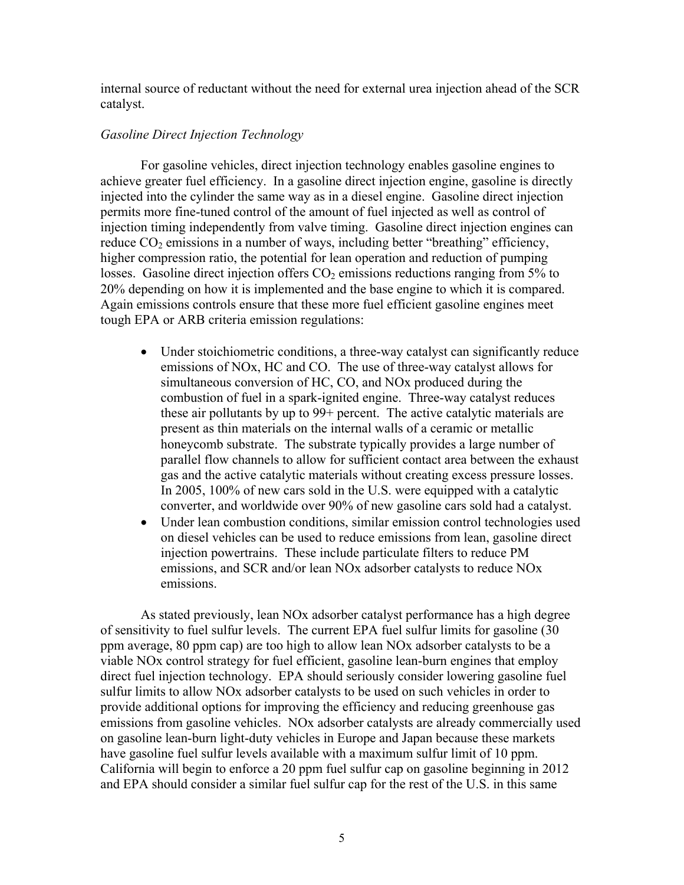internal source of reductant without the need for external urea injection ahead of the SCR catalyst.

*Gasoline Direct Injection Technology*

For gasoline vehicles, direct injection technology enables gasoline engines to achieve greater fuel efficiency. In a gasoline direct injection engine, gasoline is directly injected into the cylinder the same way as in a diesel engine. Gasoline direct injection permits more fine-tuned control of the amount of fuel injected as well as control of injection timing independently from valve timing. Gasoline direct injection engines can reduce $CO_2$ emissions in a number of ways, including better "breathing" efficiency, higher compression ratio, the potential for lean operation and reduction of pumping losses. Gasoline direct injection offers $CO_2$ emissions reductions ranging from 5% to 20% depending on how it is implemented and the base engine to which it is compared. Again emissions controls ensure that these more fuel efficient gasoline engines meet tough EPA or ARB criteria emission regulations:

- Under stoichiometric conditions, a three-way catalyst can significantly reduce emissions of NOx, HC and CO. The use of three-way catalyst allows for simultaneous conversion of HC, CO, and NOx produced during the combustion of fuel in a spark-ignited engine. Three-way catalyst reduces these air pollutants by up to 99+ percent. The active catalytic materials are present as thin materials on the internal walls of a ceramic or metallic honeycomb substrate. The substrate typically provides a large number of parallel flow channels to allow for sufficient contact area between the exhaust gas and the active catalytic materials without creating excess pressure losses. In 2005, 100% of new cars sold in the U.S. were equipped with a catalytic converter, and worldwide over 90% of new gasoline cars sold had a catalyst.
- Under lean combustion conditions, similar emission control technologies used on diesel vehicles can be used to reduce emissions from lean, gasoline direct injection powertrains. These include particulate filters to reduce PM emissions, and SCR and/or lean NOx adsorber catalysts to reduce NOx emissions.

As stated previously, lean NOx adsorber catalyst performance has a high degree of sensitivity to fuel sulfur levels. The current EPA fuel sulfur limits for gasoline (30 ppm average, 80 ppm cap) are too high to allow lean NOx adsorber catalysts to be a viable NOx control strategy for fuel efficient, gasoline lean-burn engines that employ direct fuel injection technology. EPA should seriously consider lowering gasoline fuel sulfur limits to allow NOx adsorber catalysts to be used on such vehicles in order to provide additional options for improving the efficiency and reducing greenhouse gas emissions from gasoline vehicles. NOx adsorber catalysts are already commercially used on gasoline lean-burn light-duty vehicles in Europe and Japan because these markets have gasoline fuel sulfur levels available with a maximum sulfur limit of 10 ppm. California will begin to enforce a 20 ppm fuel sulfur cap on gasoline beginning in 2012 and EPA should consider a similar fuel sulfur cap for the rest of the U.S. in this same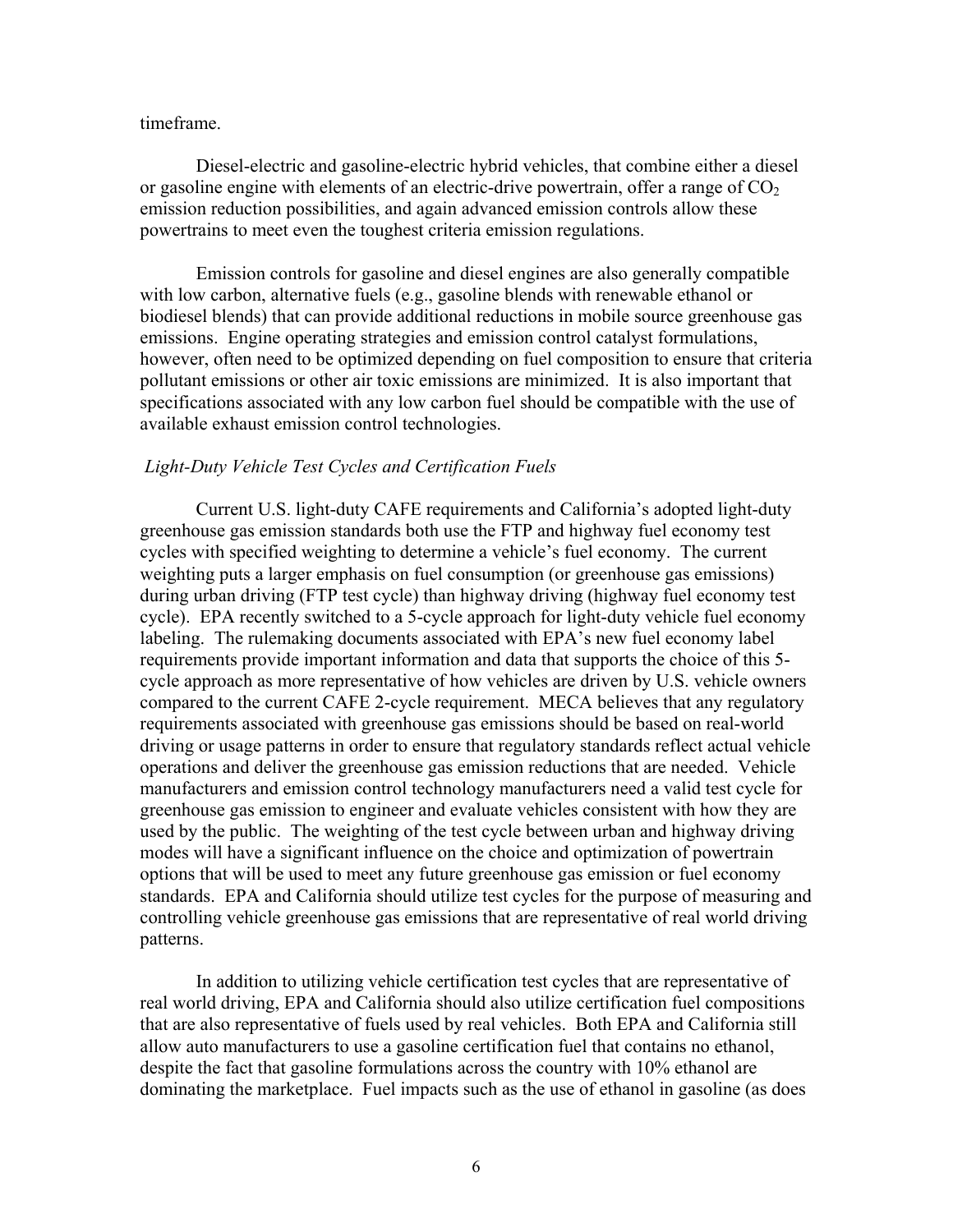timeframe.

Diesel-electric and gasoline-electric hybrid vehicles, that combine either a diesel or gasoline engine with elements of an electric-drive powertrain, offer a range of $CO_2$ emission reduction possibilities, and again advanced emission controls allow these powertrains to meet even the toughest criteria emission regulations.

Emission controls for gasoline and diesel engines are also generally compatible with low carbon, alternative fuels (e.g., gasoline blends with renewable ethanol or biodiesel blends) that can provide additional reductions in mobile source greenhouse gas emissions. Engine operating strategies and emission control catalyst formulations, however, often need to be optimized depending on fuel composition to ensure that criteria pollutant emissions or other air toxic emissions are minimized. It is also important that specifications associated with any low carbon fuel should be compatible with the use of available exhaust emission control technologies.

*Light-Duty Vehicle Test Cycles and Certification Fuels*

Current U.S. light-duty CAFE requirements and California's adopted light-duty greenhouse gas emission standards both use the FTP and highway fuel economy test cycles with specified weighting to determine a vehicle's fuel economy. The current weighting puts a larger emphasis on fuel consumption (or greenhouse gas emissions) during urban driving (FTP test cycle) than highway driving (highway fuel economy test cycle). EPA recently switched to a 5-cycle approach for light-duty vehicle fuel economy labeling. The rulemaking documents associated with EPA's new fuel economy label requirements provide important information and data that supports the choice of this 5-cycle approach as more representative of how vehicles are driven by U.S. vehicle owners compared to the current CAFE 2-cycle requirement. MECA believes that any regulatory requirements associated with greenhouse gas emissions should be based on real-world driving or usage patterns in order to ensure that regulatory standards reflect actual vehicle operations and deliver the greenhouse gas emission reductions that are needed. Vehicle manufacturers and emission control technology manufacturers need a valid test cycle for greenhouse gas emission to engineer and evaluate vehicles consistent with how they are used by the public. The weighting of the test cycle between urban and highway driving modes will have a significant influence on the choice and optimization of powertrain options that will be used to meet any future greenhouse gas emission or fuel economy standards. EPA and California should utilize test cycles for the purpose of measuring and controlling vehicle greenhouse gas emissions that are representative of real world driving patterns.

In addition to utilizing vehicle certification test cycles that are representative of real world driving, EPA and California should also utilize certification fuel compositions that are also representative of fuels used by real vehicles. Both EPA and California still allow auto manufacturers to use a gasoline certification fuel that contains no ethanol, despite the fact that gasoline formulations across the country with 10% ethanol are dominating the marketplace. Fuel impacts such as the use of ethanol in gasoline (as does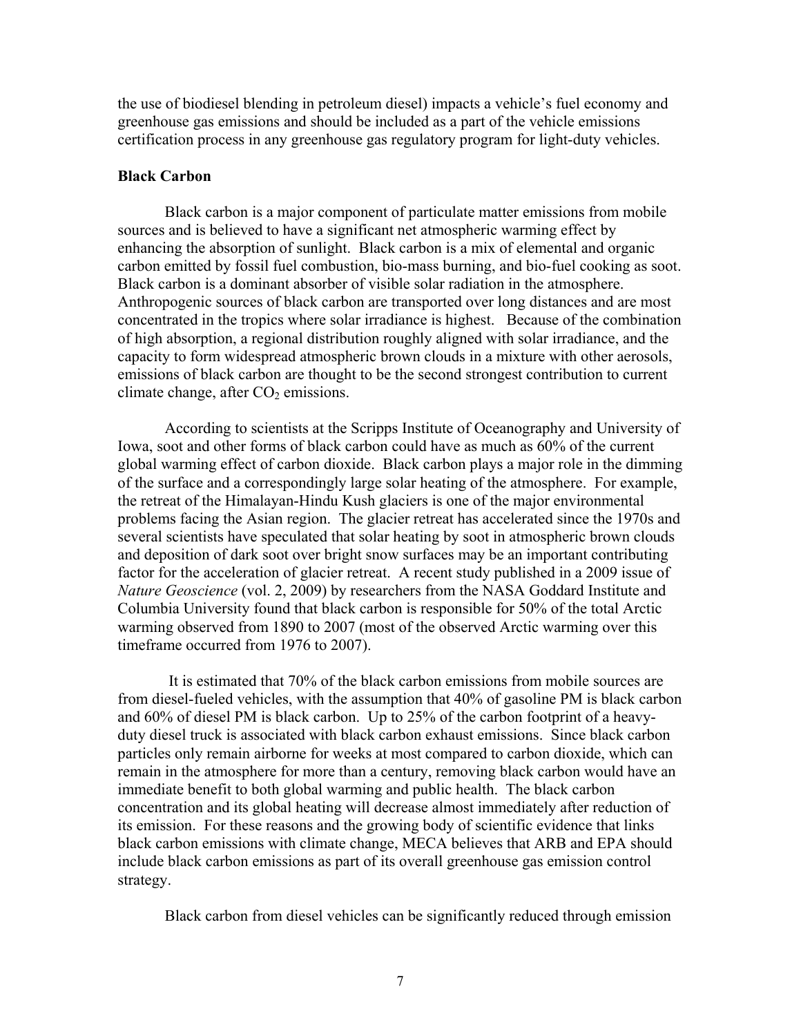the use of biodiesel blending in petroleum diesel) impacts a vehicle's fuel economy and greenhouse gas emissions and should be included as a part of the vehicle emissions certification process in any greenhouse gas regulatory program for light-duty vehicles.

**Black Carbon**

Black carbon is a major component of particulate matter emissions from mobile sources and is believed to have a significant net atmospheric warming effect by enhancing the absorption of sunlight. Black carbon is a mix of elemental and organic carbon emitted by fossil fuel combustion, bio-mass burning, and bio-fuel cooking as soot. Black carbon is a dominant absorber of visible solar radiation in the atmosphere. Anthropogenic sources of black carbon are transported over long distances and are most concentrated in the tropics where solar irradiance is highest. Because of the combination of high absorption, a regional distribution roughly aligned with solar irradiance, and the capacity to form widespread atmospheric brown clouds in a mixture with other aerosols, emissions of black carbon are thought to be the second strongest contribution to current climate change, after $CO_2$ emissions.

According to scientists at the Scripps Institute of Oceanography and University of Iowa, soot and other forms of black carbon could have as much as 60% of the current global warming effect of carbon dioxide. Black carbon plays a major role in the dimming of the surface and a correspondingly large solar heating of the atmosphere. For example, the retreat of the Himalayan-Hindu Kush glaciers is one of the major environmental problems facing the Asian region. The glacier retreat has accelerated since the 1970s and several scientists have speculated that solar heating by soot in atmospheric brown clouds and deposition of dark soot over bright snow surfaces may be an important contributing factor for the acceleration of glacier retreat. A recent study published in a 2009 issue of *Nature Geoscience* (vol. 2, 2009) by researchers from the NASA Goddard Institute and Columbia University found that black carbon is responsible for 50% of the total Arctic warming observed from 1890 to 2007 (most of the observed Arctic warming over this timeframe occurred from 1976 to 2007).

It is estimated that 70% of the black carbon emissions from mobile sources are from diesel-fueled vehicles, with the assumption that 40% of gasoline PM is black carbon and 60% of diesel PM is black carbon. Up to 25% of the carbon footprint of a heavy-duty diesel truck is associated with black carbon exhaust emissions. Since black carbon particles only remain airborne for weeks at most compared to carbon dioxide, which can remain in the atmosphere for more than a century, removing black carbon would have an immediate benefit to both global warming and public health. The black carbon concentration and its global heating will decrease almost immediately after reduction of its emission. For these reasons and the growing body of scientific evidence that links black carbon emissions with climate change, MECA believes that ARB and EPA should include black carbon emissions as part of its overall greenhouse gas emission control strategy.

Black carbon from diesel vehicles can be significantly reduced through emission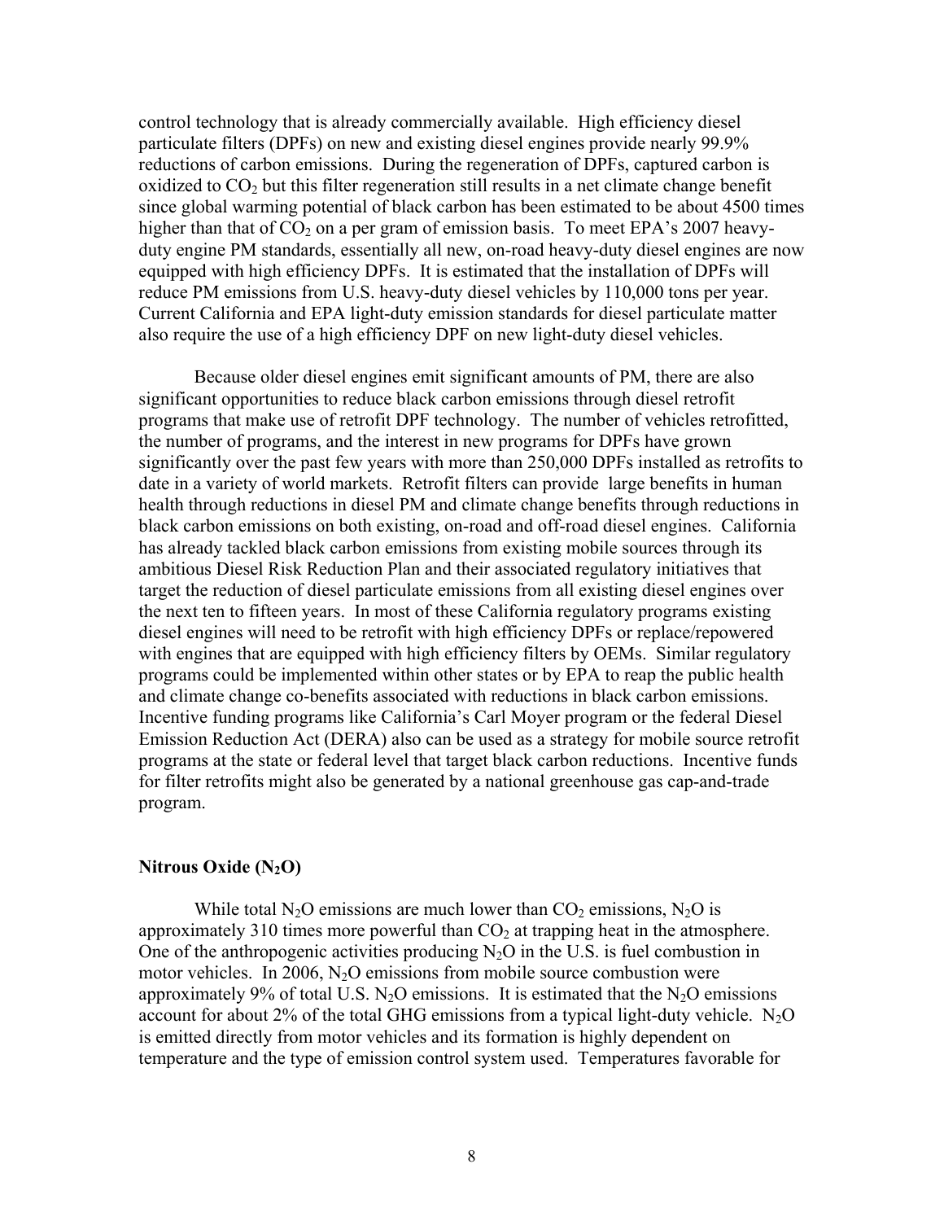control technology that is already commercially available. High efficiency diesel particulate filters (DPFs) on new and existing diesel engines provide nearly 99.9% reductions of carbon emissions. During the regeneration of DPFs, captured carbon is oxidized to $CO_2$ but this filter regeneration still results in a net climate change benefit since global warming potential of black carbon has been estimated to be about 4500 times higher than that of $CO_2$ on a per gram of emission basis. To meet EPA's 2007 heavy-duty engine PM standards, essentially all new, on-road heavy-duty diesel engines are now equipped with high efficiency DPFs. It is estimated that the installation of DPFs will reduce PM emissions from U.S. heavy-duty diesel vehicles by 110,000 tons per year. Current California and EPA light-duty emission standards for diesel particulate matter also require the use of a high efficiency DPF on new light-duty diesel vehicles.

Because older diesel engines emit significant amounts of PM, there are also significant opportunities to reduce black carbon emissions through diesel retrofit programs that make use of retrofit DPF technology. The number of vehicles retrofitted, the number of programs, and the interest in new programs for DPFs have grown significantly over the past few years with more than 250,000 DPFs installed as retrofits to date in a variety of world markets. Retrofit filters can provide large benefits in human health through reductions in diesel PM and climate change benefits through reductions in black carbon emissions on both existing, on-road and off-road diesel engines. California has already tackled black carbon emissions from existing mobile sources through its ambitious Diesel Risk Reduction Plan and their associated regulatory initiatives that target the reduction of diesel particulate emissions from all existing diesel engines over the next ten to fifteen years. In most of these California regulatory programs existing diesel engines will need to be retrofit with high efficiency DPFs or replace/repowered with engines that are equipped with high efficiency filters by OEMs. Similar regulatory programs could be implemented within other states or by EPA to reap the public health and climate change co-benefits associated with reductions in black carbon emissions. Incentive funding programs like California's Carl Moyer program or the federal Diesel Emission Reduction Act (DERA) also can be used as a strategy for mobile source retrofit programs at the state or federal level that target black carbon reductions. Incentive funds for filter retrofits might also be generated by a national greenhouse gas cap-and-trade program.

### Nitrous Oxide ($N_2O$)

While total $N_2O$ emissions are much lower than $CO_2$ emissions, $N_2O$ is approximately 310 times more powerful than $CO_2$ at trapping heat in the atmosphere. One of the anthropogenic activities producing $N_2O$ in the U.S. is fuel combustion in motor vehicles. In 2006, $N_2O$ emissions from mobile source combustion were approximately 9% of total U.S. $N_2O$ emissions. It is estimated that the $N_2O$ emissions account for about 2% of the total GHG emissions from a typical light-duty vehicle. $N_2O$ is emitted directly from motor vehicles and its formation is highly dependent on temperature and the type of emission control system used. Temperatures favorable for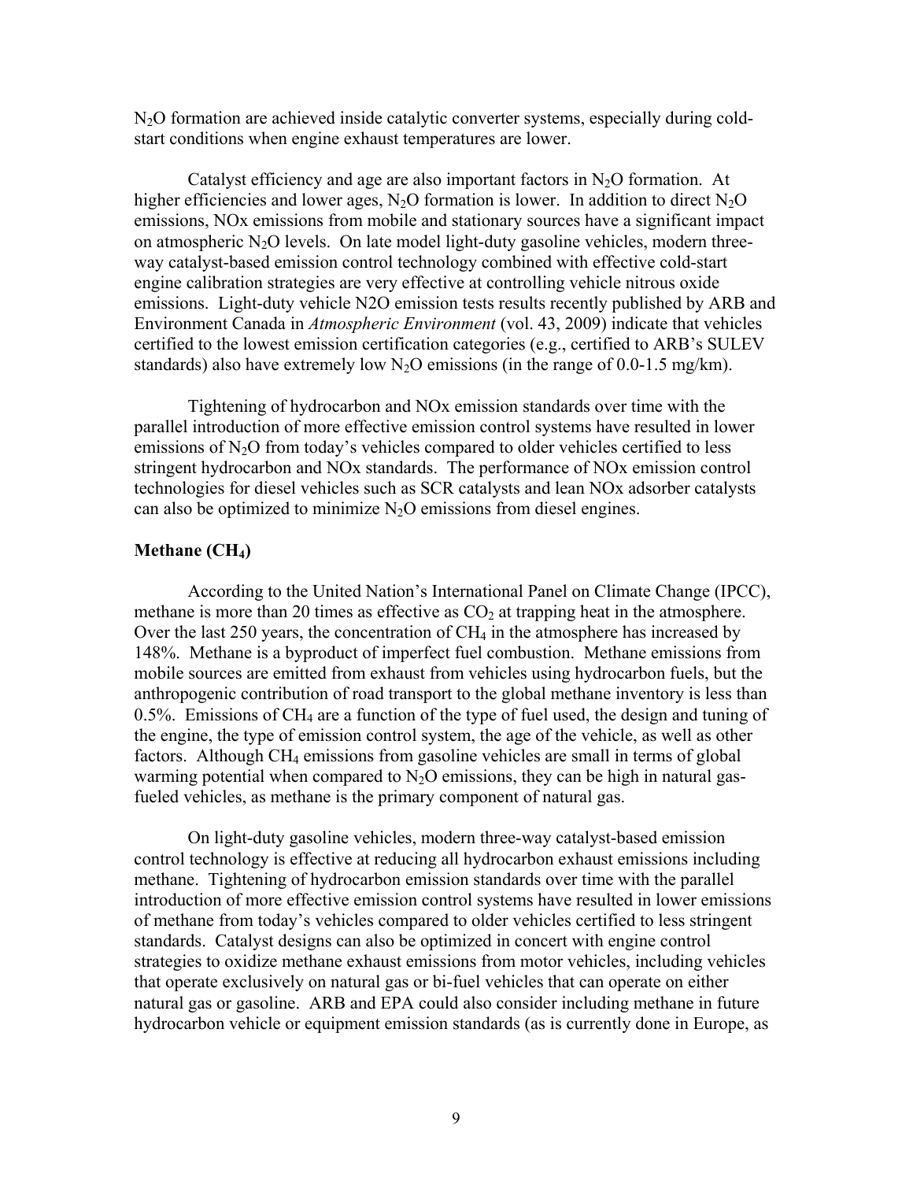$N_2O$ formation are achieved inside catalytic converter systems, especially during cold-start conditions when engine exhaust temperatures are lower.

Catalyst efficiency and age are also important factors in $N_2O$ formation. At higher efficiencies and lower ages, $N_2O$ formation is lower. In addition to direct $N_2O$ emissions, NOx emissions from mobile and stationary sources have a significant impact on atmospheric $N_2O$ levels. On late model light-duty gasoline vehicles, modern three-way catalyst-based emission control technology combined with effective cold-start engine calibration strategies are very effective at controlling vehicle nitrous oxide emissions. Light-duty vehicle N2O emission tests results recently published by ARB and Environment Canada in *Atmospheric Environment* (vol. 43, 2009) indicate that vehicles certified to the lowest emission certification categories (e.g., certified to ARB's SULEV standards) also have extremely low $N_2O$ emissions (in the range of 0.0-1.5 mg/km).

Tightening of hydrocarbon and NOx emission standards over time with the parallel introduction of more effective emission control systems have resulted in lower emissions of $N_2O$ from today's vehicles compared to older vehicles certified to less stringent hydrocarbon and NOx standards. The performance of NOx emission control technologies for diesel vehicles such as SCR catalysts and lean NOx adsorber catalysts can also be optimized to minimize $N_2O$ emissions from diesel engines.

**Methane ($CH_4$)**

According to the United Nation's International Panel on Climate Change (IPCC), methane is more than 20 times as effective as $CO_2$ at trapping heat in the atmosphere. Over the last 250 years, the concentration of $CH_4$ in the atmosphere has increased by 148%. Methane is a byproduct of imperfect fuel combustion. Methane emissions from mobile sources are emitted from exhaust from vehicles using hydrocarbon fuels, but the anthropogenic contribution of road transport to the global methane inventory is less than 0.5%. Emissions of $CH_4$ are a function of the type of fuel used, the design and tuning of the engine, the type of emission control system, the age of the vehicle, as well as other factors. Although $CH_4$ emissions from gasoline vehicles are small in terms of global warming potential when compared to $N_2O$ emissions, they can be high in natural gas-fueled vehicles, as methane is the primary component of natural gas.

On light-duty gasoline vehicles, modern three-way catalyst-based emission control technology is effective at reducing all hydrocarbon exhaust emissions including methane. Tightening of hydrocarbon emission standards over time with the parallel introduction of more effective emission control systems have resulted in lower emissions of methane from today's vehicles compared to older vehicles certified to less stringent standards. Catalyst designs can also be optimized in concert with engine control strategies to oxidize methane exhaust emissions from motor vehicles, including vehicles that operate exclusively on natural gas or bi-fuel vehicles that can operate on either natural gas or gasoline. ARB and EPA could also consider including methane in future hydrocarbon vehicle or equipment emission standards (as is currently done in Europe, as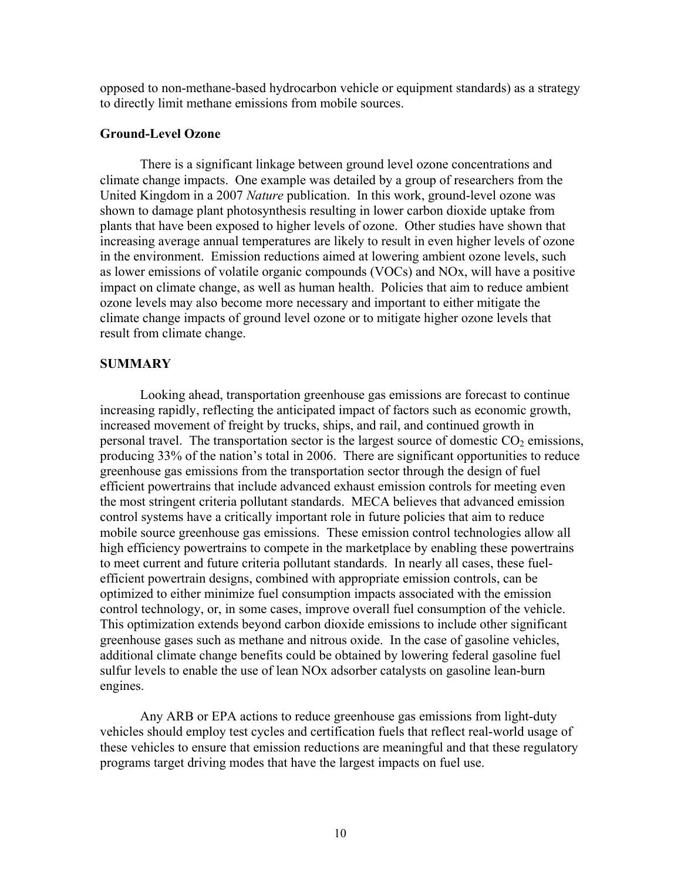opposed to non-methane-based hydrocarbon vehicle or equipment standards) as a strategy to directly limit methane emissions from mobile sources.

**Ground-Level Ozone**

There is a significant linkage between ground level ozone concentrations and climate change impacts. One example was detailed by a group of researchers from the United Kingdom in a 2007 *Nature* publication. In this work, ground-level ozone was shown to damage plant photosynthesis resulting in lower carbon dioxide uptake from plants that have been exposed to higher levels of ozone. Other studies have shown that increasing average annual temperatures are likely to result in even higher levels of ozone in the environment. Emission reductions aimed at lowering ambient ozone levels, such as lower emissions of volatile organic compounds (VOCs) and NOx, will have a positive impact on climate change, as well as human health. Policies that aim to reduce ambient ozone levels may also become more necessary and important to either mitigate the climate change impacts of ground level ozone or to mitigate higher ozone levels that result from climate change.

## SUMMARY

Looking ahead, transportation greenhouse gas emissions are forecast to continue increasing rapidly, reflecting the anticipated impact of factors such as economic growth, increased movement of freight by trucks, ships, and rail, and continued growth in personal travel. The transportation sector is the largest source of domestic $CO_2$ emissions, producing 33% of the nation's total in 2006. There are significant opportunities to reduce greenhouse gas emissions from the transportation sector through the design of fuel efficient powertrains that include advanced exhaust emission controls for meeting even the most stringent criteria pollutant standards. MECA believes that advanced emission control systems have a critically important role in future policies that aim to reduce mobile source greenhouse gas emissions. These emission control technologies allow all high efficiency powertrains to compete in the marketplace by enabling these powertrains to meet current and future criteria pollutant standards. In nearly all cases, these fuel-efficient powertrain designs, combined with appropriate emission controls, can be optimized to either minimize fuel consumption impacts associated with the emission control technology, or, in some cases, improve overall fuel consumption of the vehicle. This optimization extends beyond carbon dioxide emissions to include other significant greenhouse gases such as methane and nitrous oxide. In the case of gasoline vehicles, additional climate change benefits could be obtained by lowering federal gasoline fuel sulfur levels to enable the use of lean NOx adsorber catalysts on gasoline lean-burn engines.

Any ARB or EPA actions to reduce greenhouse gas emissions from light-duty vehicles should employ test cycles and certification fuels that reflect real-world usage of these vehicles to ensure that emission reductions are meaningful and that these regulatory programs target driving modes that have the largest impacts on fuel use.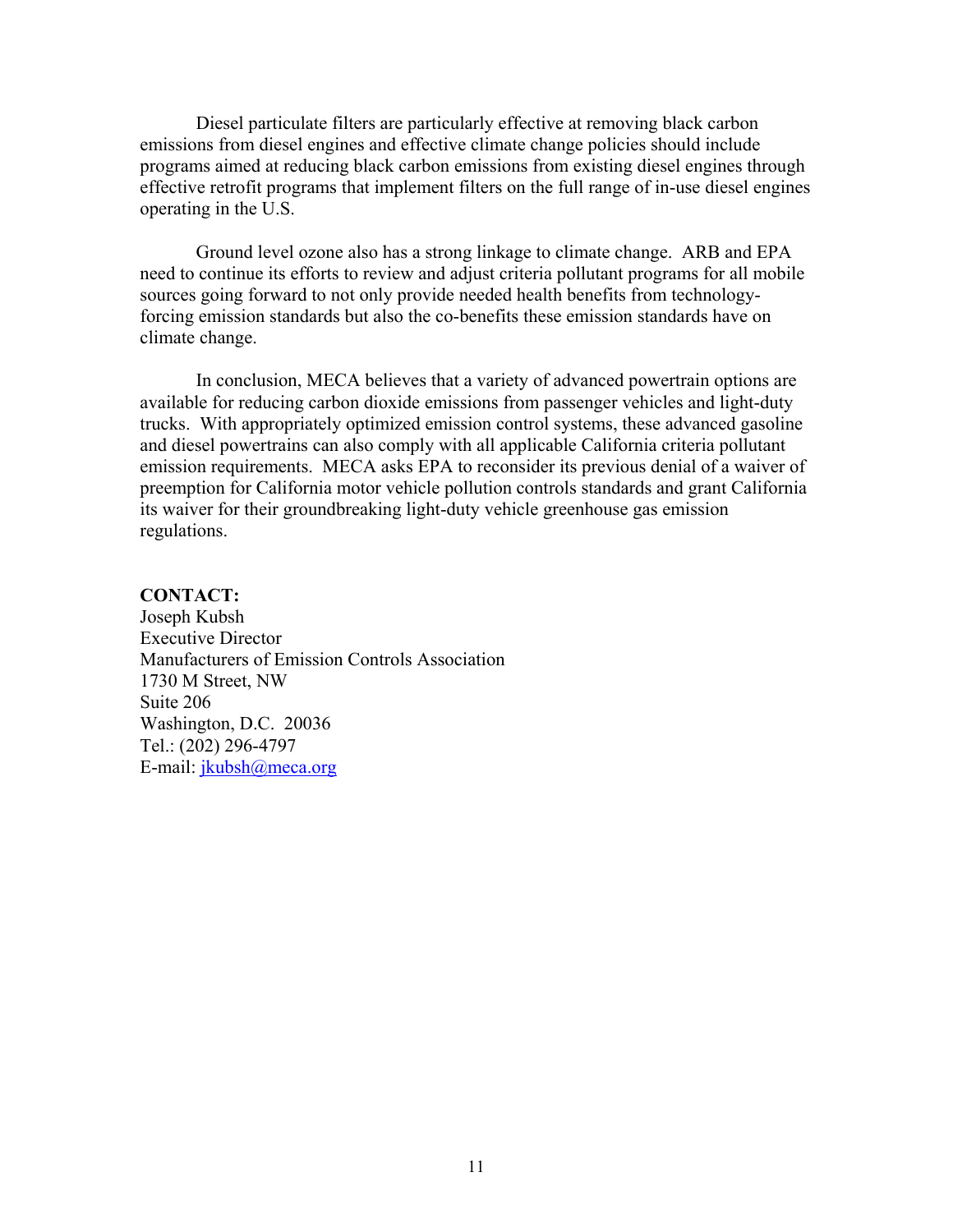Diesel particulate filters are particularly effective at removing black carbon emissions from diesel engines and effective climate change policies should include programs aimed at reducing black carbon emissions from existing diesel engines through effective retrofit programs that implement filters on the full range of in-use diesel engines operating in the U.S.

Ground level ozone also has a strong linkage to climate change. ARB and EPA need to continue its efforts to review and adjust criteria pollutant programs for all mobile sources going forward to not only provide needed health benefits from technology-forcing emission standards but also the co-benefits these emission standards have on climate change.

In conclusion, MECA believes that a variety of advanced powertrain options are available for reducing carbon dioxide emissions from passenger vehicles and light-duty trucks. With appropriately optimized emission control systems, these advanced gasoline and diesel powertrains can also comply with all applicable California criteria pollutant emission requirements. MECA asks EPA to reconsider its previous denial of a waiver of preemption for California motor vehicle pollution controls standards and grant California its waiver for their groundbreaking light-duty vehicle greenhouse gas emission regulations.

**CONTACT:**
Joseph Kubsh
Executive Director
Manufacturers of Emission Controls Association
1730 M Street, NW
Suite 206
Washington, D.C. 20036
Tel.: (202) 296-4797
E-mail: jkubsh@meca.org